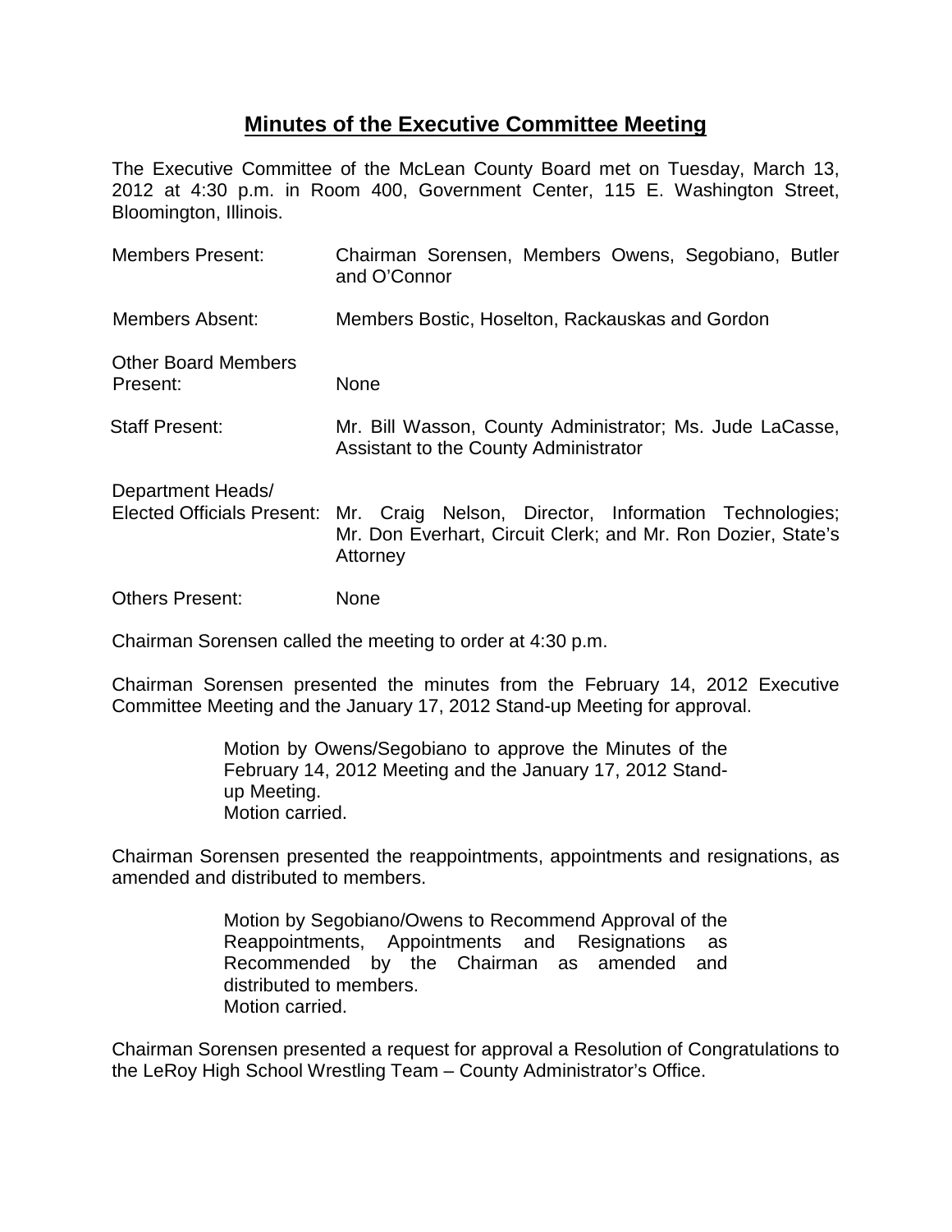# Minutes of the Executive Committee Meeting

The Executive Committee of the McLean County Board met on Tuesday, March 13, 2012 at 4:30 p.m. in Room 400, Government Center, 115 E. Washington Street, Bloomington, Illinois.

| | |
|---|---|
| Members Present: | Chairman Sorensen, Members Owens, Segobiano, Butler and O'Connor |
| Members Absent: | Members Bostic, Hoselton, Rackauskas and Gordon |
| Other Board Members Present: | None |
| Staff Present: | Mr. Bill Wasson, County Administrator; Ms. Jude LaCasse, Assistant to the County Administrator |
| Department Heads/ Elected Officials Present: | Mr. Craig Nelson, Director, Information Technologies; Mr. Don Everhart, Circuit Clerk; and Mr. Ron Dozier, State's Attorney |
| Others Present: | None |

Chairman Sorensen called the meeting to order at 4:30 p.m.

Chairman Sorensen presented the minutes from the February 14, 2012 Executive Committee Meeting and the January 17, 2012 Stand-up Meeting for approval.

> Motion by Owens/Segobiano to approve the Minutes of the February 14, 2012 Meeting and the January 17, 2012 Stand-up Meeting.
> Motion carried.

Chairman Sorensen presented the reappointments, appointments and resignations, as amended and distributed to members.

> Motion by Segobiano/Owens to Recommend Approval of the Reappointments, Appointments and Resignations as Recommended by the Chairman as amended and distributed to members.
> Motion carried.

Chairman Sorensen presented a request for approval a Resolution of Congratulations to the LeRoy High School Wrestling Team – County Administrator's Office.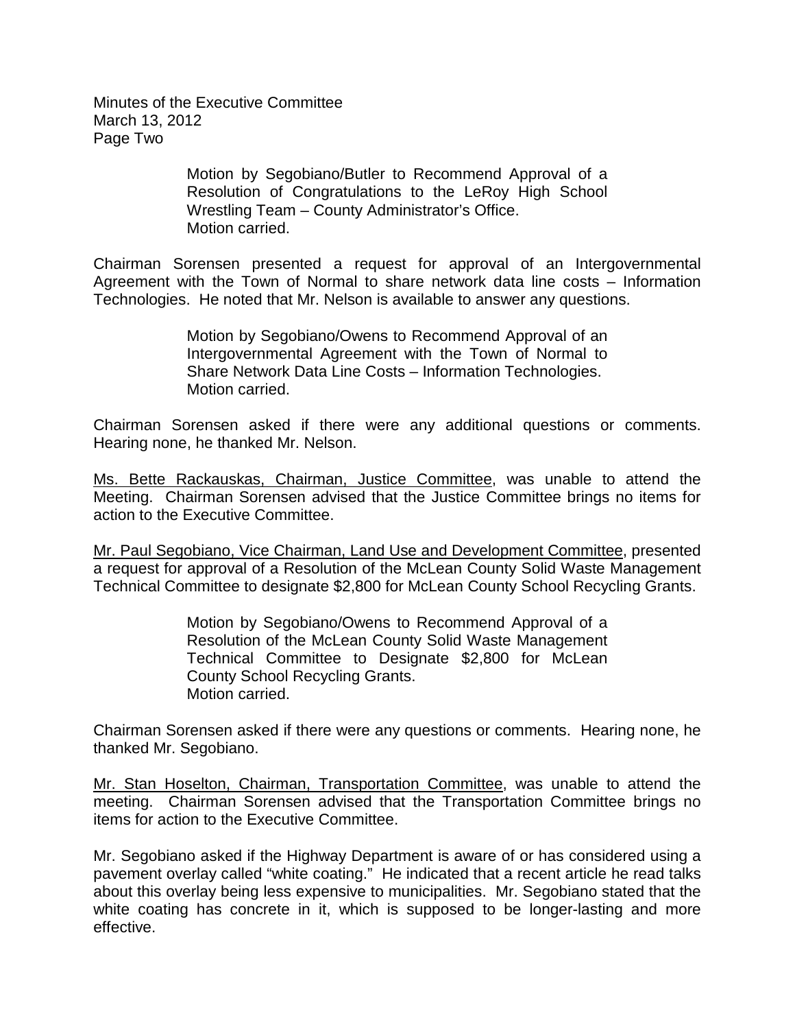Motion by Segobiano/Butler to Recommend Approval of a Resolution of Congratulations to the LeRoy High School Wrestling Team – County Administrator's Office.
Motion carried.

Chairman Sorensen presented a request for approval of an Intergovernmental Agreement with the Town of Normal to share network data line costs – Information Technologies. He noted that Mr. Nelson is available to answer any questions.

> Motion by Segobiano/Owens to Recommend Approval of an Intergovernmental Agreement with the Town of Normal to Share Network Data Line Costs – Information Technologies.
> Motion carried.

Chairman Sorensen asked if there were any additional questions or comments. Hearing none, he thanked Mr. Nelson.

Ms. Bette Rackauskas, Chairman, Justice Committee, was unable to attend the Meeting. Chairman Sorensen advised that the Justice Committee brings no items for action to the Executive Committee.

Mr. Paul Segobiano, Vice Chairman, Land Use and Development Committee, presented a request for approval of a Resolution of the McLean County Solid Waste Management Technical Committee to designate $2,800 for McLean County School Recycling Grants.

> Motion by Segobiano/Owens to Recommend Approval of a Resolution of the McLean County Solid Waste Management Technical Committee to Designate $2,800 for McLean County School Recycling Grants.
> Motion carried.

Chairman Sorensen asked if there were any questions or comments. Hearing none, he thanked Mr. Segobiano.

Mr. Stan Hoselton, Chairman, Transportation Committee, was unable to attend the meeting. Chairman Sorensen advised that the Transportation Committee brings no items for action to the Executive Committee.

Mr. Segobiano asked if the Highway Department is aware of or has considered using a pavement overlay called "white coating." He indicated that a recent article he read talks about this overlay being less expensive to municipalities. Mr. Segobiano stated that the white coating has concrete in it, which is supposed to be longer-lasting and more effective.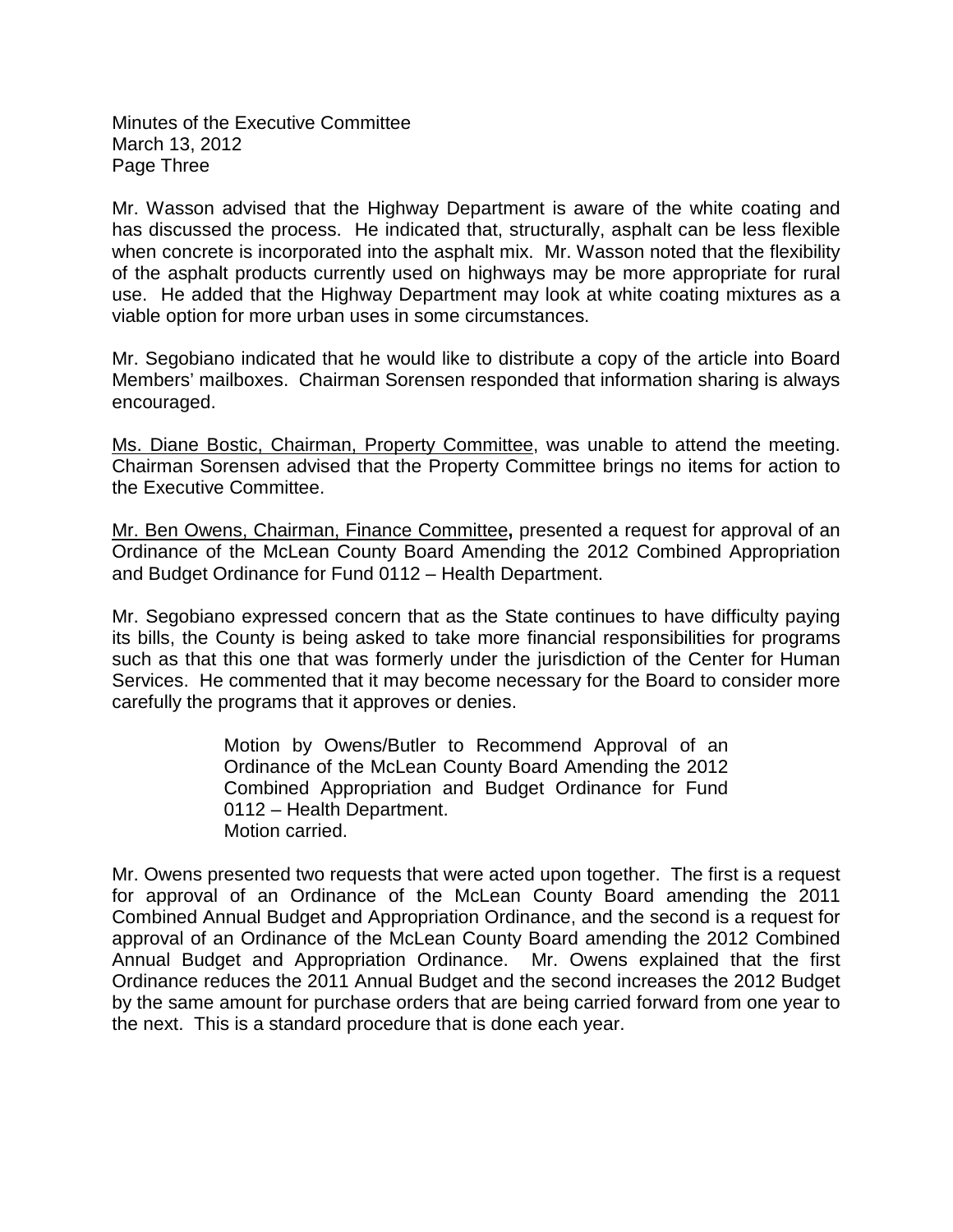Mr. Wasson advised that the Highway Department is aware of the white coating and has discussed the process. He indicated that, structurally, asphalt can be less flexible when concrete is incorporated into the asphalt mix. Mr. Wasson noted that the flexibility of the asphalt products currently used on highways may be more appropriate for rural use. He added that the Highway Department may look at white coating mixtures as a viable option for more urban uses in some circumstances.

Mr. Segobiano indicated that he would like to distribute a copy of the article into Board Members' mailboxes. Chairman Sorensen responded that information sharing is always encouraged.

Ms. Diane Bostic, Chairman, Property Committee, was unable to attend the meeting. Chairman Sorensen advised that the Property Committee brings no items for action to the Executive Committee.

Mr. Ben Owens, Chairman, Finance Committee**,** presented a request for approval of an Ordinance of the McLean County Board Amending the 2012 Combined Appropriation and Budget Ordinance for Fund 0112 – Health Department.

Mr. Segobiano expressed concern that as the State continues to have difficulty paying its bills, the County is being asked to take more financial responsibilities for programs such as that this one that was formerly under the jurisdiction of the Center for Human Services. He commented that it may become necessary for the Board to consider more carefully the programs that it approves or denies.

> Motion by Owens/Butler to Recommend Approval of an Ordinance of the McLean County Board Amending the 2012 Combined Appropriation and Budget Ordinance for Fund 0112 – Health Department.
> Motion carried.

Mr. Owens presented two requests that were acted upon together. The first is a request for approval of an Ordinance of the McLean County Board amending the 2011 Combined Annual Budget and Appropriation Ordinance, and the second is a request for approval of an Ordinance of the McLean County Board amending the 2012 Combined Annual Budget and Appropriation Ordinance. Mr. Owens explained that the first Ordinance reduces the 2011 Annual Budget and the second increases the 2012 Budget by the same amount for purchase orders that are being carried forward from one year to the next. This is a standard procedure that is done each year.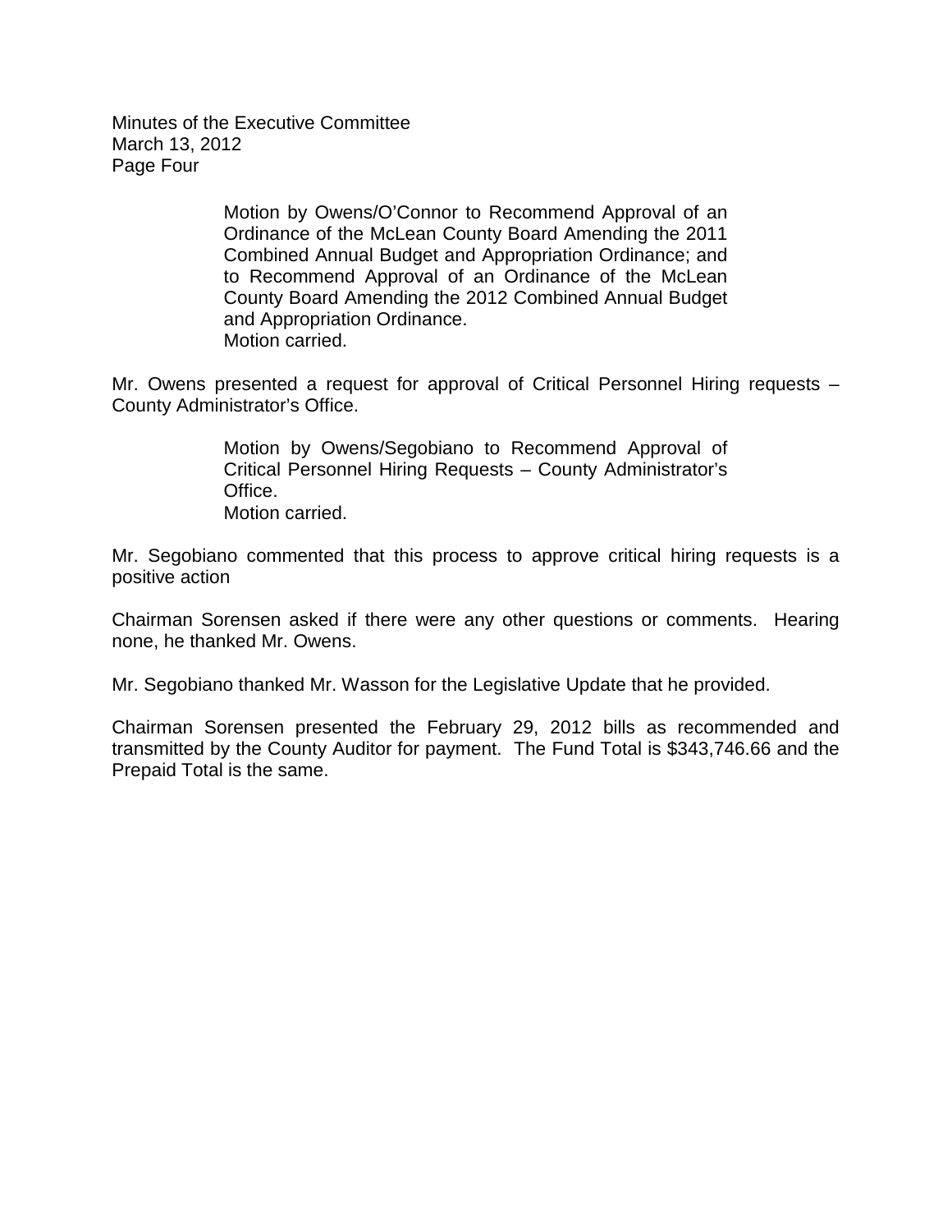Motion by Owens/O'Connor to Recommend Approval of an Ordinance of the McLean County Board Amending the 2011 Combined Annual Budget and Appropriation Ordinance; and to Recommend Approval of an Ordinance of the McLean County Board Amending the 2012 Combined Annual Budget and Appropriation Ordinance.
Motion carried.

Mr. Owens presented a request for approval of Critical Personnel Hiring requests – County Administrator's Office.

> Motion by Owens/Segobiano to Recommend Approval of Critical Personnel Hiring Requests – County Administrator's Office.
> Motion carried.

Mr. Segobiano commented that this process to approve critical hiring requests is a positive action

Chairman Sorensen asked if there were any other questions or comments. Hearing none, he thanked Mr. Owens.

Mr. Segobiano thanked Mr. Wasson for the Legislative Update that he provided.

Chairman Sorensen presented the February 29, 2012 bills as recommended and transmitted by the County Auditor for payment. The Fund Total is $343,746.66 and the Prepaid Total is the same.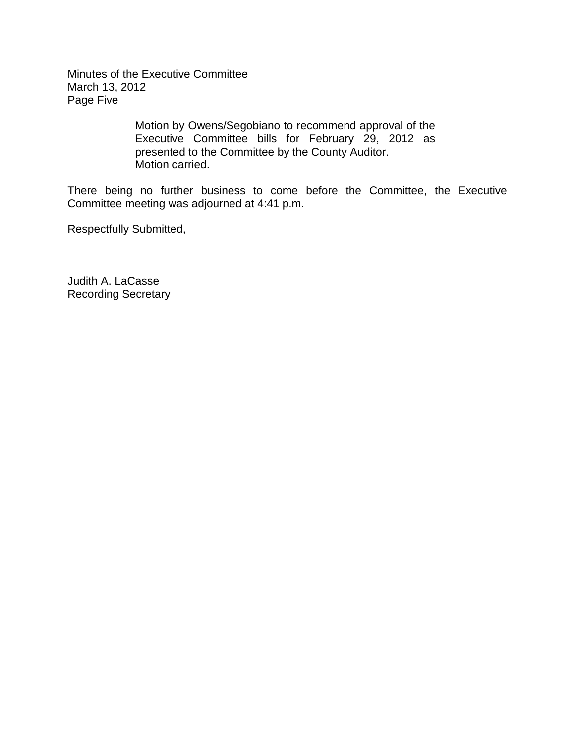Motion by Owens/Segobiano to recommend approval of the Executive Committee bills for February 29, 2012 as presented to the Committee by the County Auditor.
Motion carried.

There being no further business to come before the Committee, the Executive Committee meeting was adjourned at 4:41 p.m.

Respectfully Submitted,

Judith A. LaCasse
Recording Secretary